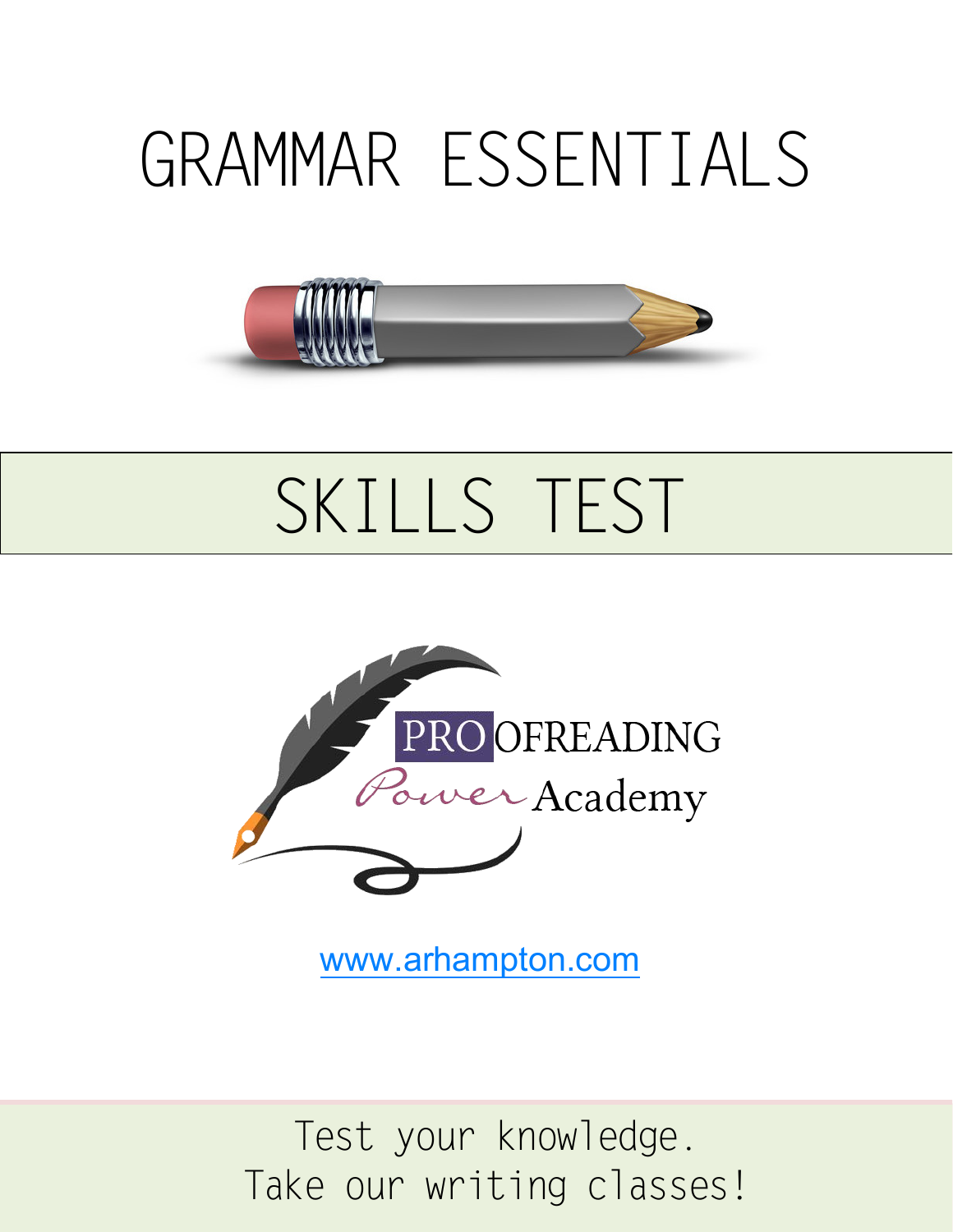# GRAMMAR ESSENTIALS

## SKILLS TEST

PROOFREADING Power Academy

www.arhampton.com

Test your knowledge.
Take our writing classes!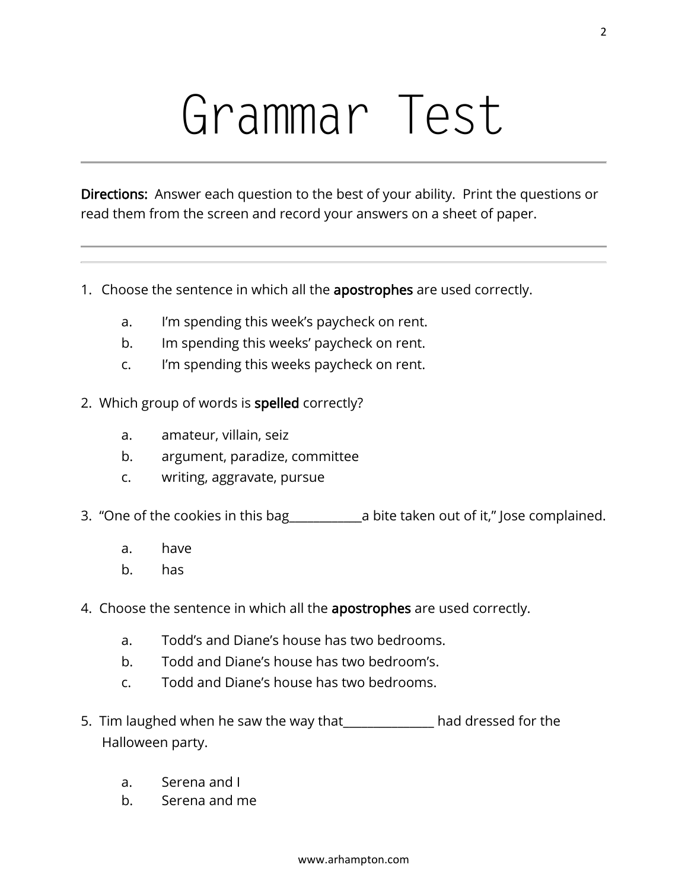# Grammar Test

**Directions:** Answer each question to the best of your ability. Print the questions or read them from the screen and record your answers on a sheet of paper.

---

1. Choose the sentence in which all the **apostrophes** are used correctly.

   a. I'm spending this week's paycheck on rent.
   b. Im spending this weeks' paycheck on rent.
   c. I'm spending this weeks paycheck on rent.

2. Which group of words is **spelled** correctly?

   a. amateur, villain, seiz
   b. argument, paradize, committee
   c. writing, aggravate, pursue

3. "One of the cookies in this bag____________a bite taken out of it," Jose complained.

   a. have
   b. has

4. Choose the sentence in which all the **apostrophes** are used correctly.

   a. Todd's and Diane's house has two bedrooms.
   b. Todd and Diane's house has two bedroom's.
   c. Todd and Diane's house has two bedrooms.

5. Tim laughed when he saw the way that_______________ had dressed for the Halloween party.

   a. Serena and I
   b. Serena and me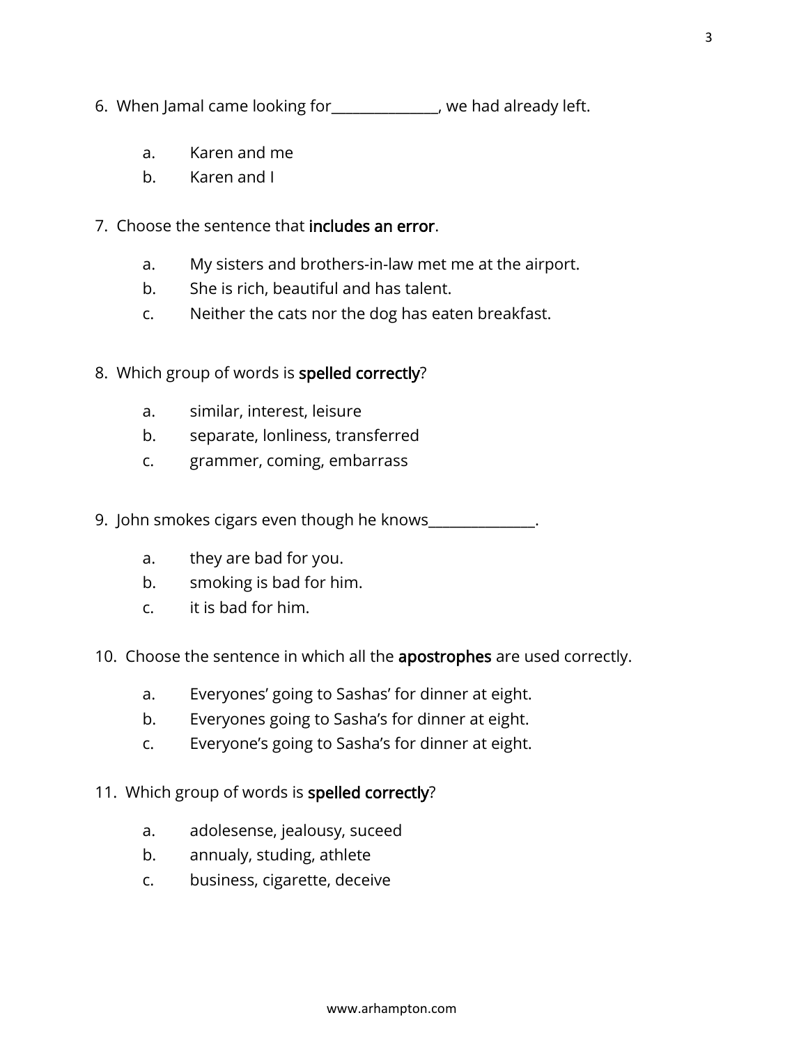6. When Jamal came looking for_______________, we had already left.

    a. Karen and me
    b. Karen and I

7. Choose the sentence that **includes an error**.

    a. My sisters and brothers-in-law met me at the airport.
    b. She is rich, beautiful and has talent.
    c. Neither the cats nor the dog has eaten breakfast.

8. Which group of words is **spelled correctly**?

    a. similar, interest, leisure
    b. separate, lonliness, transferred
    c. grammer, coming, embarrass

9. John smokes cigars even though he knows_______________.

    a. they are bad for you.
    b. smoking is bad for him.
    c. it is bad for him.

10. Choose the sentence in which all the **apostrophes** are used correctly.

    a. Everyones' going to Sashas' for dinner at eight.
    b. Everyones going to Sasha's for dinner at eight.
    c. Everyone's going to Sasha's for dinner at eight.

11. Which group of words is **spelled correctly**?

    a. adolesense, jealousy, suceed
    b. annualy, studing, athlete
    c. business, cigarette, deceive

www.arhampton.com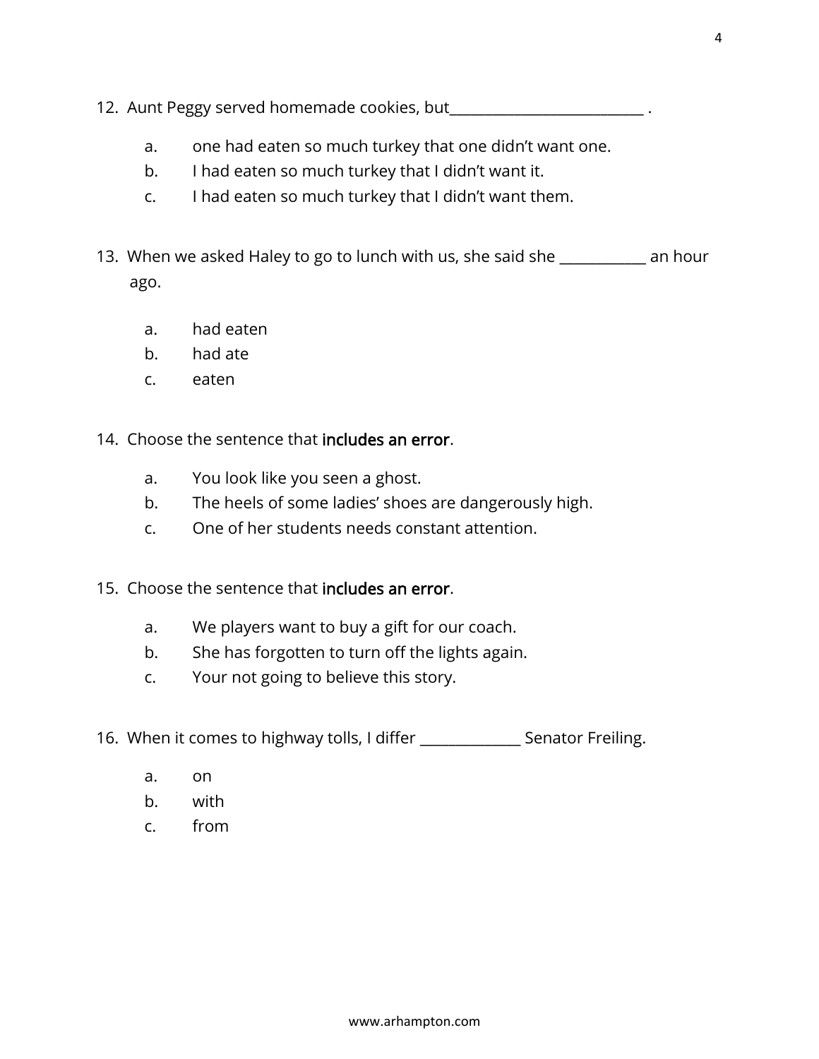12. Aunt Peggy served homemade cookies, but___________________________ .

    a. one had eaten so much turkey that one didn't want one.
    b. I had eaten so much turkey that I didn't want it.
    c. I had eaten so much turkey that I didn't want them.

13. When we asked Haley to go to lunch with us, she said she ____________ an hour ago.

    a. had eaten
    b. had ate
    c. eaten

14. Choose the sentence that includes an error.

    a. You look like you seen a ghost.
    b. The heels of some ladies' shoes are dangerously high.
    c. One of her students needs constant attention.

15. Choose the sentence that includes an error.

    a. We players want to buy a gift for our coach.
    b. She has forgotten to turn off the lights again.
    c. Your not going to believe this story.

16. When it comes to highway tolls, I differ ______________ Senator Freiling.

    a. on
    b. with
    c. from

www.arhampton.com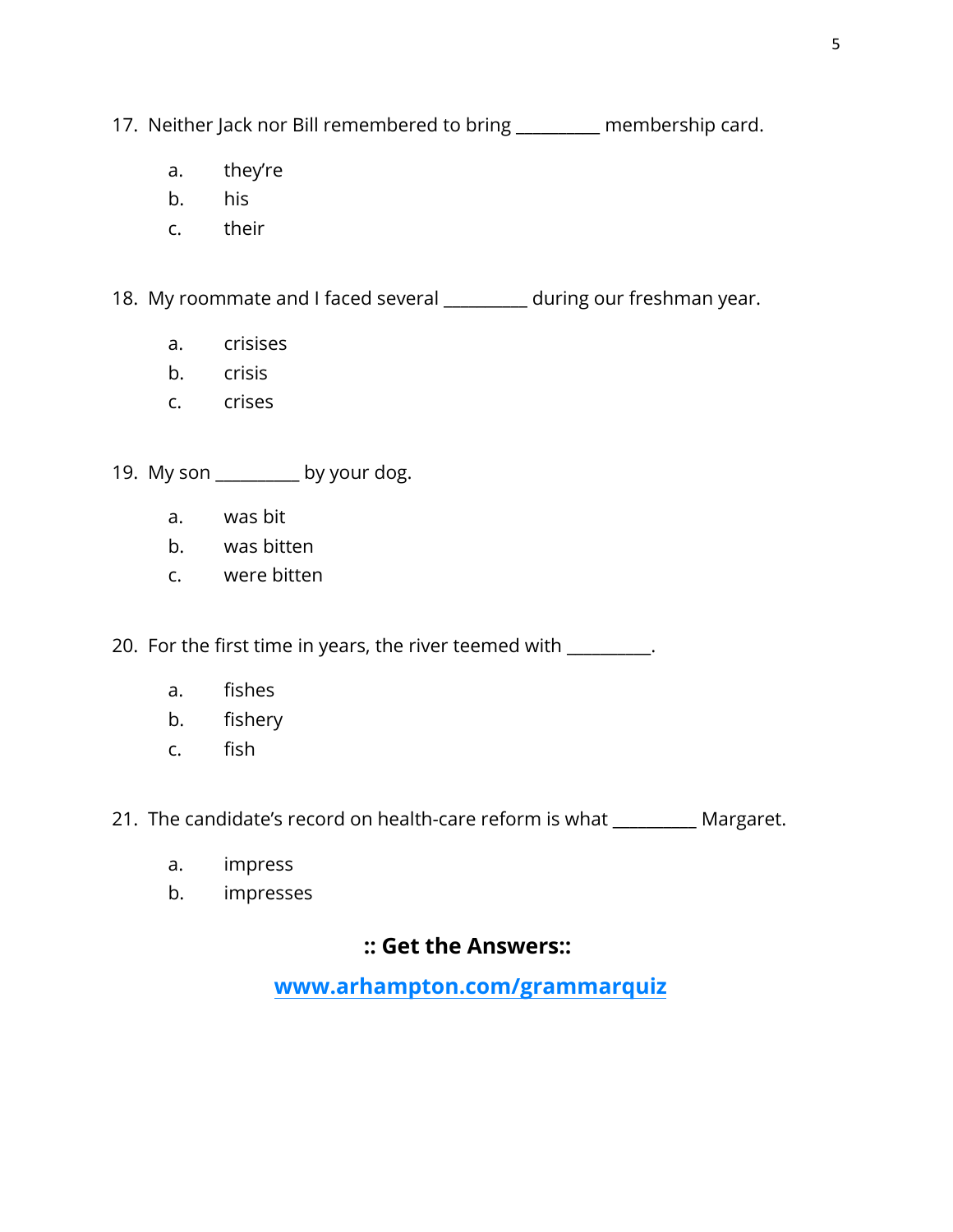17. Neither Jack nor Bill remembered to bring _________ membership card.

    a. they're
    b. his
    c. their

18. My roommate and I faced several _________ during our freshman year.

    a. crisises
    b. crisis
    c. crises

19. My son _________ by your dog.

    a. was bit
    b. was bitten
    c. were bitten

20. For the first time in years, the river teemed with _________.

    a. fishes
    b. fishery
    c. fish

21. The candidate's record on health-care reform is what _________ Margaret.

    a. impress
    b. impresses

**:: Get the Answers::**

**[www.arhampton.com/grammarquiz](www.arhampton.com/grammarquiz)**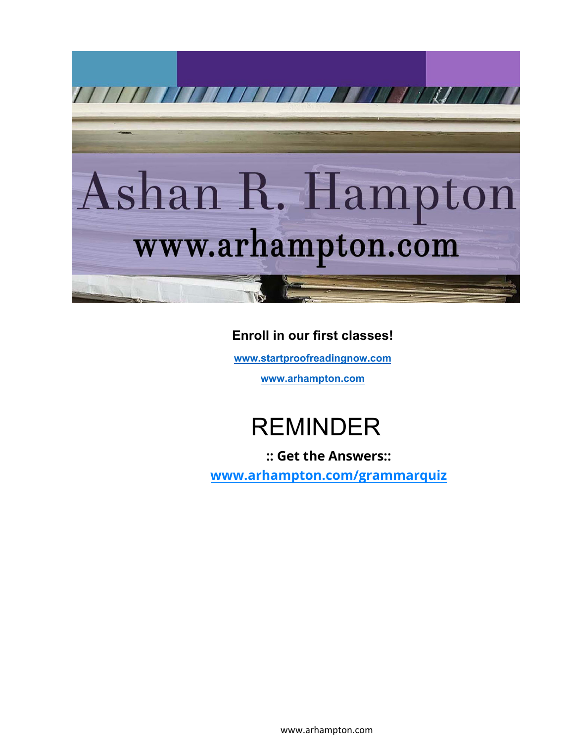Ashan R. Hampton

www.arhampton.com

**Enroll in our first classes!**

www.startproofreadingnow.com

www.arhampton.com

# REMINDER

**:: Get the Answers::**

**www.arhampton.com/grammarquiz**